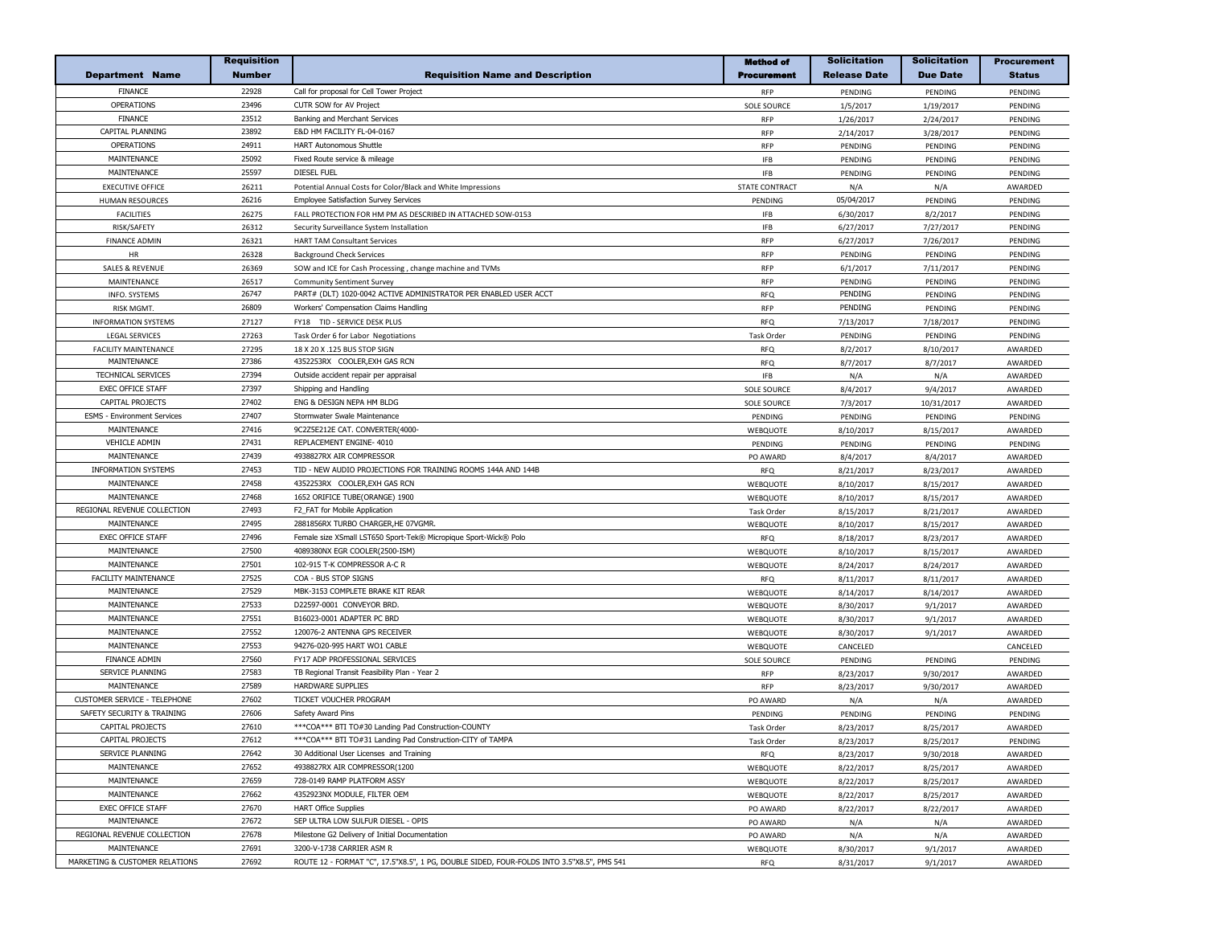| Department Name | Requisition Number | Requisition Name and Description | Method of Procurement | Solicitation Release Date | Solicitation Due Date | Procurement Status |
|---|---|---|---|---|---|---|
| FINANCE | 22928 | Call for proposal for Cell Tower Project | RFP | PENDING | PENDING | PENDING |
| OPERATIONS | 23496 | CUTR SOW for AV Project | SOLE SOURCE | 1/5/2017 | 1/19/2017 | PENDING |
| FINANCE | 23512 | Banking and Merchant Services | RFP | 1/26/2017 | 2/24/2017 | PENDING |
| CAPITAL PLANNING | 23892 | E&D HM FACILITY FL-04-0167 | RFP | 2/14/2017 | 3/28/2017 | PENDING |
| OPERATIONS | 24911 | HART Autonomous Shuttle | RFP | PENDING | PENDING | PENDING |
| MAINTENANCE | 25092 | Fixed Route service & mileage | IFB | PENDING | PENDING | PENDING |
| MAINTENANCE | 25597 | DIESEL FUEL | IFB | PENDING | PENDING | PENDING |
| EXECUTIVE OFFICE | 26211 | Potential Annual Costs for Color/Black and White Impressions | STATE CONTRACT | N/A | N/A | AWARDED |
| HUMAN RESOURCES | 26216 | Employee Satisfaction Survey Services | PENDING | 05/04/2017 | PENDING | PENDING |
| FACILITIES | 26275 | FALL PROTECTION FOR HM PM AS DESCRIBED IN ATTACHED SOW-0153 | IFB | 6/30/2017 | 8/2/2017 | PENDING |
| RISK/SAFETY | 26312 | Security Surveillance System Installation | IFB | 6/27/2017 | 7/27/2017 | PENDING |
| FINANCE ADMIN | 26321 | HART TAM Consultant Services | RFP | 6/27/2017 | 7/26/2017 | PENDING |
| HR | 26328 | Background Check Services | RFP | PENDING | PENDING | PENDING |
| SALES & REVENUE | 26369 | SOW and ICE for Cash Processing , change machine and TVMs | RFP | 6/1/2017 | 7/11/2017 | PENDING |
| MAINTENANCE | 26517 | Community Sentiment Survey | RFP | PENDING | PENDING | PENDING |
| INFO. SYSTEMS | 26747 | PART# (DLT) 1020-0042 ACTIVE ADMINISTRATOR PER ENABLED USER ACCT | RFQ | PENDING | PENDING | PENDING |
| RISK MGMT. | 26809 | Workers' Compensation Claims Handling | RFP | PENDING | PENDING | PENDING |
| INFORMATION SYSTEMS | 27127 | FY18 TID - SERVICE DESK PLUS | RFQ | 7/13/2017 | 7/18/2017 | PENDING |
| LEGAL SERVICES | 27263 | Task Order 6 for Labor Negotiations | Task Order | PENDING | PENDING | PENDING |
| FACILITY MAINTENANCE | 27295 | 18 X 20 X .125 BUS STOP SIGN | RFQ | 8/2/2017 | 8/10/2017 | AWARDED |
| MAINTENANCE | 27386 | 4352253RX COOLER,EXH GAS RCN | RFQ | 8/7/2017 | 8/7/2017 | AWARDED |
| TECHNICAL SERVICES | 27394 | Outside accident repair per appraisal | IFB | N/A | N/A | AWARDED |
| EXEC OFFICE STAFF | 27397 | Shipping and Handling | SOLE SOURCE | 8/4/2017 | 9/4/2017 | AWARDED |
| CAPITAL PROJECTS | 27402 | ENG & DESIGN NEPA HM BLDG | SOLE SOURCE | 7/3/2017 | 10/31/2017 | AWARDED |
| ESMS - Environment Services | 27407 | Stormwater Swale Maintenance | PENDING | PENDING | PENDING | PENDING |
| MAINTENANCE | 27416 | 9C2Z5E212E CAT. CONVERTER(4000- | WEBQUOTE | 8/10/2017 | 8/15/2017 | AWARDED |
| VEHICLE ADMIN | 27431 | REPLACEMENT ENGINE- 4010 | PENDING | PENDING | PENDING | PENDING |
| MAINTENANCE | 27439 | 4938827RX AIR COMPRESSOR | PO AWARD | 8/4/2017 | 8/4/2017 | AWARDED |
| INFORMATION SYSTEMS | 27453 | TID - NEW AUDIO PROJECTIONS FOR TRAINING ROOMS 144A AND 144B | RFQ | 8/21/2017 | 8/23/2017 | AWARDED |
| MAINTENANCE | 27458 | 4352253RX COOLER,EXH GAS RCN | WEBQUOTE | 8/10/2017 | 8/15/2017 | AWARDED |
| MAINTENANCE | 27468 | 1652 ORIFICE TUBE(ORANGE) 1900 | WEBQUOTE | 8/10/2017 | 8/15/2017 | AWARDED |
| REGIONAL REVENUE COLLECTION | 27493 | F2_FAT for Mobile Application | Task Order | 8/15/2017 | 8/21/2017 | AWARDED |
| MAINTENANCE | 27495 | 2881856RX TURBO CHARGER,HE 07VGMR. | WEBQUOTE | 8/10/2017 | 8/15/2017 | AWARDED |
| EXEC OFFICE STAFF | 27496 | Female size XSmall LST650 Sport-Tek® Micropique Sport-Wick® Polo | RFQ | 8/18/2017 | 8/23/2017 | AWARDED |
| MAINTENANCE | 27500 | 4089380NX EGR COOLER(2500-ISM) | WEBQUOTE | 8/10/2017 | 8/15/2017 | AWARDED |
| MAINTENANCE | 27501 | 102-915 T-K COMPRESSOR A-C R | WEBQUOTE | 8/24/2017 | 8/24/2017 | AWARDED |
| FACILITY MAINTENANCE | 27525 | COA - BUS STOP SIGNS | RFQ | 8/11/2017 | 8/11/2017 | AWARDED |
| MAINTENANCE | 27529 | MBK-3153 COMPLETE BRAKE KIT REAR | WEBQUOTE | 8/14/2017 | 8/14/2017 | AWARDED |
| MAINTENANCE | 27533 | D22597-0001 CONVEYOR BRD. | WEBQUOTE | 8/30/2017 | 9/1/2017 | AWARDED |
| MAINTENANCE | 27551 | B16023-0001 ADAPTER PC BRD | WEBQUOTE | 8/30/2017 | 9/1/2017 | AWARDED |
| MAINTENANCE | 27552 | 120076-2 ANTENNA GPS RECEIVER | WEBQUOTE | 8/30/2017 | 9/1/2017 | AWARDED |
| MAINTENANCE | 27553 | 94276-020-995 HART WO1 CABLE | WEBQUOTE | CANCELED | | CANCELED |
| FINANCE ADMIN | 27560 | FY17 ADP PROFESSIONAL SERVICES | SOLE SOURCE | PENDING | PENDING | PENDING |
| SERVICE PLANNING | 27583 | TB Regional Transit Feasibility Plan - Year 2 | RFP | 8/23/2017 | 9/30/2017 | AWARDED |
| MAINTENANCE | 27589 | HARDWARE SUPPLIES | RFP | 8/23/2017 | 9/30/2017 | AWARDED |
| CUSTOMER SERVICE - TELEPHONE | 27602 | TICKET VOUCHER PROGRAM | PO AWARD | N/A | N/A | AWARDED |
| SAFETY SECURITY & TRAINING | 27606 | Safety Award Pins | PENDING | PENDING | PENDING | PENDING |
| CAPITAL PROJECTS | 27610 | ***COA*** BTI TO#30 Landing Pad Construction-COUNTY | Task Order | 8/23/2017 | 8/25/2017 | AWARDED |
| CAPITAL PROJECTS | 27612 | ***COA*** BTI TO#31 Landing Pad Construction-CITY of TAMPA | Task Order | 8/23/2017 | 8/25/2017 | PENDING |
| SERVICE PLANNING | 27642 | 30 Additional User Licenses and Training | RFQ | 8/23/2017 | 9/30/2018 | AWARDED |
| MAINTENANCE | 27652 | 4938827RX AIR COMPRESSOR(1200 | WEBQUOTE | 8/22/2017 | 8/25/2017 | AWARDED |
| MAINTENANCE | 27659 | 728-0149 RAMP PLATFORM ASSY | WEBQUOTE | 8/22/2017 | 8/25/2017 | AWARDED |
| MAINTENANCE | 27662 | 4352923NX MODULE, FILTER OEM | WEBQUOTE | 8/22/2017 | 8/25/2017 | AWARDED |
| EXEC OFFICE STAFF | 27670 | HART Office Supplies | PO AWARD | 8/22/2017 | 8/22/2017 | AWARDED |
| MAINTENANCE | 27672 | SEP ULTRA LOW SULFUR DIESEL - OPIS | PO AWARD | N/A | N/A | AWARDED |
| REGIONAL REVENUE COLLECTION | 27678 | Milestone G2 Delivery of Initial Documentation | PO AWARD | N/A | N/A | AWARDED |
| MAINTENANCE | 27691 | 3200-V-1738 CARRIER ASM R | WEBQUOTE | 8/30/2017 | 9/1/2017 | AWARDED |
| MARKETING & CUSTOMER RELATIONS | 27692 | ROUTE 12 - FORMAT "C", 17.5"X8.5", 1 PG, DOUBLE SIDED, FOUR-FOLDS INTO 3.5"X8.5", PMS 541 | RFQ | 8/31/2017 | 9/1/2017 | AWARDED |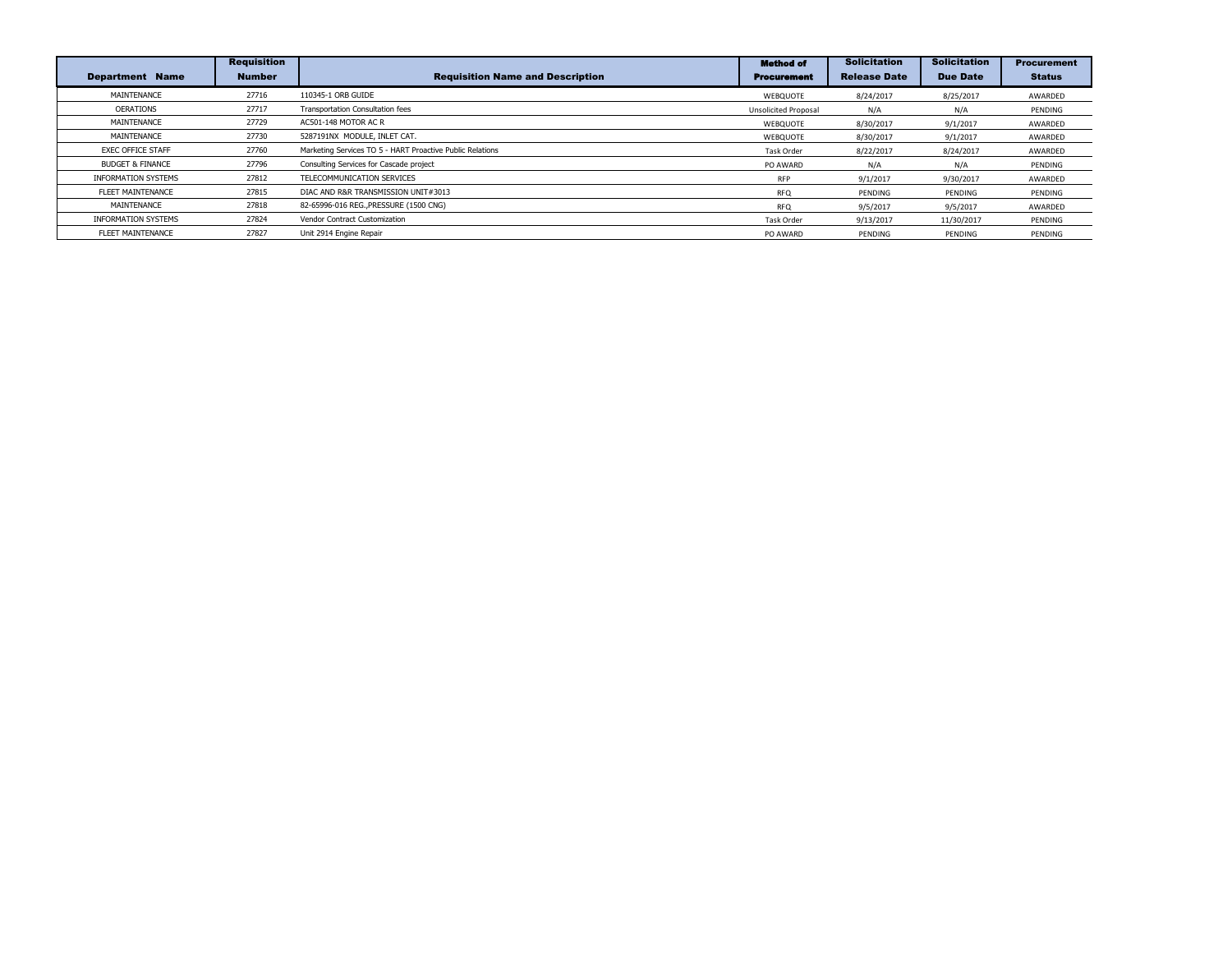| Department Name | Requisition Number | Requisition Name and Description | Method of Procurement | Solicitation Release Date | Solicitation Due Date | Procurement Status |
|---|---|---|---|---|---|---|
| MAINTENANCE | 27716 | 110345-1 ORB GUIDE | WEBQUOTE | 8/24/2017 | 8/25/2017 | AWARDED |
| OERATIONS | 27717 | Transportation Consultation fees | Unsolicited Proposal | N/A | N/A | PENDING |
| MAINTENANCE | 27729 | AC501-148 MOTOR AC R | WEBQUOTE | 8/30/2017 | 9/1/2017 | AWARDED |
| MAINTENANCE | 27730 | 5287191NX MODULE, INLET CAT. | WEBQUOTE | 8/30/2017 | 9/1/2017 | AWARDED |
| EXEC OFFICE STAFF | 27760 | Marketing Services TO 5 - HART Proactive Public Relations | Task Order | 8/22/2017 | 8/24/2017 | AWARDED |
| BUDGET & FINANCE | 27796 | Consulting Services for Cascade project | PO AWARD | N/A | N/A | PENDING |
| INFORMATION SYSTEMS | 27812 | TELECOMMUNICATION SERVICES | RFP | 9/1/2017 | 9/30/2017 | AWARDED |
| FLEET MAINTENANCE | 27815 | DIAC AND R&R TRANSMISSION UNIT#3013 | RFQ | PENDING | PENDING | PENDING |
| MAINTENANCE | 27818 | 82-65996-016 REG.,PRESSURE (1500 CNG) | RFQ | 9/5/2017 | 9/5/2017 | AWARDED |
| INFORMATION SYSTEMS | 27824 | Vendor Contract Customization | Task Order | 9/13/2017 | 11/30/2017 | PENDING |
| FLEET MAINTENANCE | 27827 | Unit 2914 Engine Repair | PO AWARD | PENDING | PENDING | PENDING |